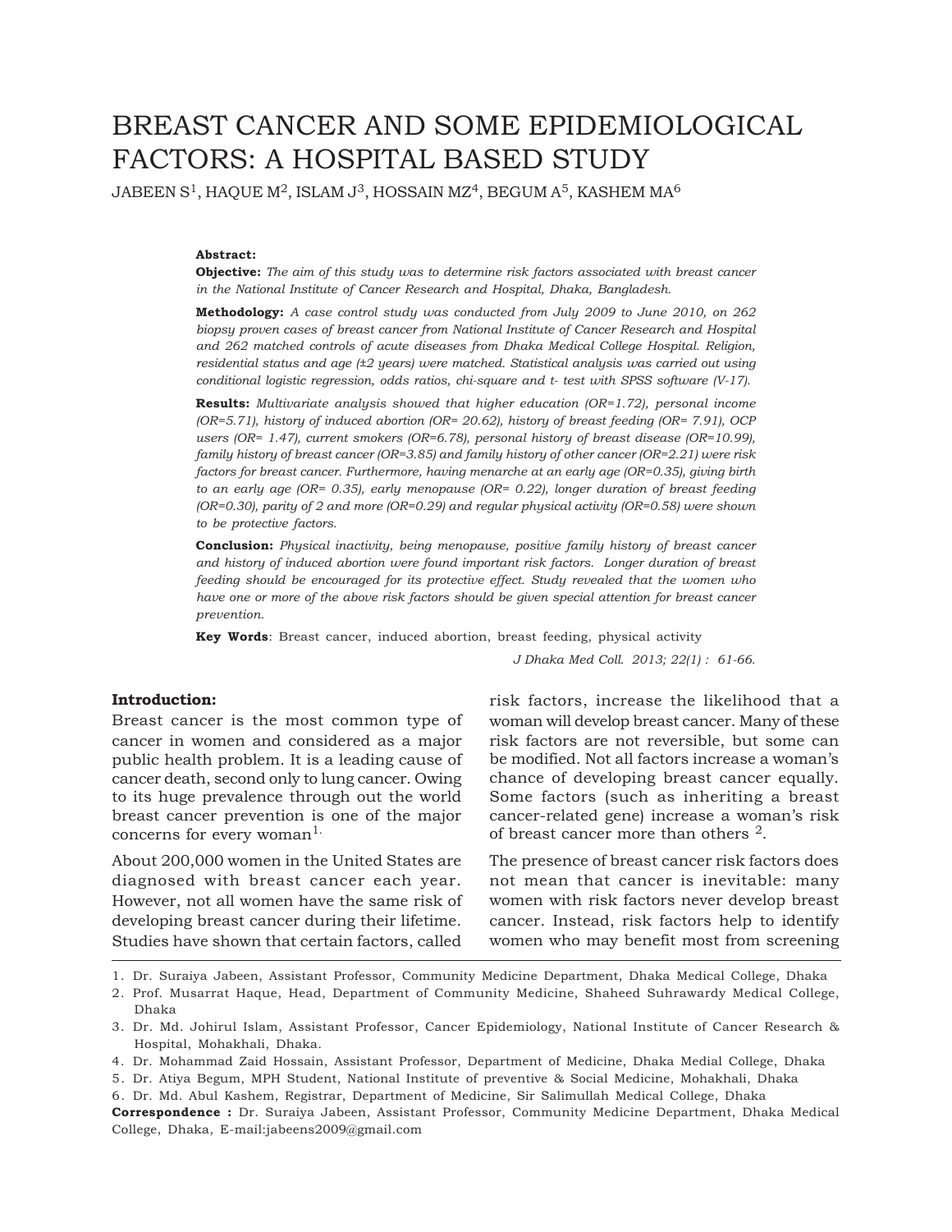# BREAST CANCER AND SOME EPIDEMIOLOGICAL FACTORS: A HOSPITAL BASED STUDY

JABEEN S[1], HAQUE M[2], ISLAM J[3], HOSSAIN MZ[4], BEGUM A[5], KASHEM MA[6]

**Abstract:**

**Objective:** *The aim of this study was to determine risk factors associated with breast cancer in the National Institute of Cancer Research and Hospital, Dhaka, Bangladesh.*

**Methodology:** *A case control study was conducted from July 2009 to June 2010, on 262 biopsy proven cases of breast cancer from National Institute of Cancer Research and Hospital and 262 matched controls of acute diseases from Dhaka Medical College Hospital. Religion, residential status and age (±2 years) were matched. Statistical analysis was carried out using conditional logistic regression, odds ratios, chi-square and t- test with SPSS software (V-17).*

**Results:** *Multivariate analysis showed that higher education (OR=1.72), personal income (OR=5.71), history of induced abortion (OR= 20.62), history of breast feeding (OR= 7.91), OCP users (OR= 1.47), current smokers (OR=6.78), personal history of breast disease (OR=10.99), family history of breast cancer (OR=3.85) and family history of other cancer (OR=2.21) were risk factors for breast cancer. Furthermore, having menarche at an early age (OR=0.35), giving birth to an early age (OR= 0.35), early menopause (OR= 0.22), longer duration of breast feeding (OR=0.30), parity of 2 and more (OR=0.29) and regular physical activity (OR=0.58) were shown to be protective factors.*

**Conclusion:** *Physical inactivity, being menopause, positive family history of breast cancer and history of induced abortion were found important risk factors. Longer duration of breast feeding should be encouraged for its protective effect. Study revealed that the women who have one or more of the above risk factors should be given special attention for breast cancer prevention.*

**Key Words**: Breast cancer, induced abortion, breast feeding, physical activity

*J Dhaka Med Coll. 2013; 22(1) : 61-66.*

## Introduction:

Breast cancer is the most common type of cancer in women and considered as a major public health problem. It is a leading cause of cancer death, second only to lung cancer. Owing to its huge prevalence through out the world breast cancer prevention is one of the major concerns for every woman[1].

About 200,000 women in the United States are diagnosed with breast cancer each year. However, not all women have the same risk of developing breast cancer during their lifetime. Studies have shown that certain factors, called risk factors, increase the likelihood that a woman will develop breast cancer. Many of these risk factors are not reversible, but some can be modified. Not all factors increase a woman's chance of developing breast cancer equally. Some factors (such as inheriting a breast cancer-related gene) increase a woman's risk of breast cancer more than others [2].

The presence of breast cancer risk factors does not mean that cancer is inevitable: many women with risk factors never develop breast cancer. Instead, risk factors help to identify women who may benefit most from screening

1. Dr. Suraiya Jabeen, Assistant Professor, Community Medicine Department, Dhaka Medical College, Dhaka
2. Prof. Musarrat Haque, Head, Department of Community Medicine, Shaheed Suhrawardy Medical College, Dhaka
3. Dr. Md. Johirul Islam, Assistant Professor, Cancer Epidemiology, National Institute of Cancer Research & Hospital, Mohakhali, Dhaka.
4. Dr. Mohammad Zaid Hossain, Assistant Professor, Department of Medicine, Dhaka Medial College, Dhaka
5. Dr. Atiya Begum, MPH Student, National Institute of preventive & Social Medicine, Mohakhali, Dhaka
6. Dr. Md. Abul Kashem, Registrar, Department of Medicine, Sir Salimullah Medical College, Dhaka

**Correspondence :** Dr. Suraiya Jabeen, Assistant Professor, Community Medicine Department, Dhaka Medical College, Dhaka, E-mail:jabeens2009@gmail.com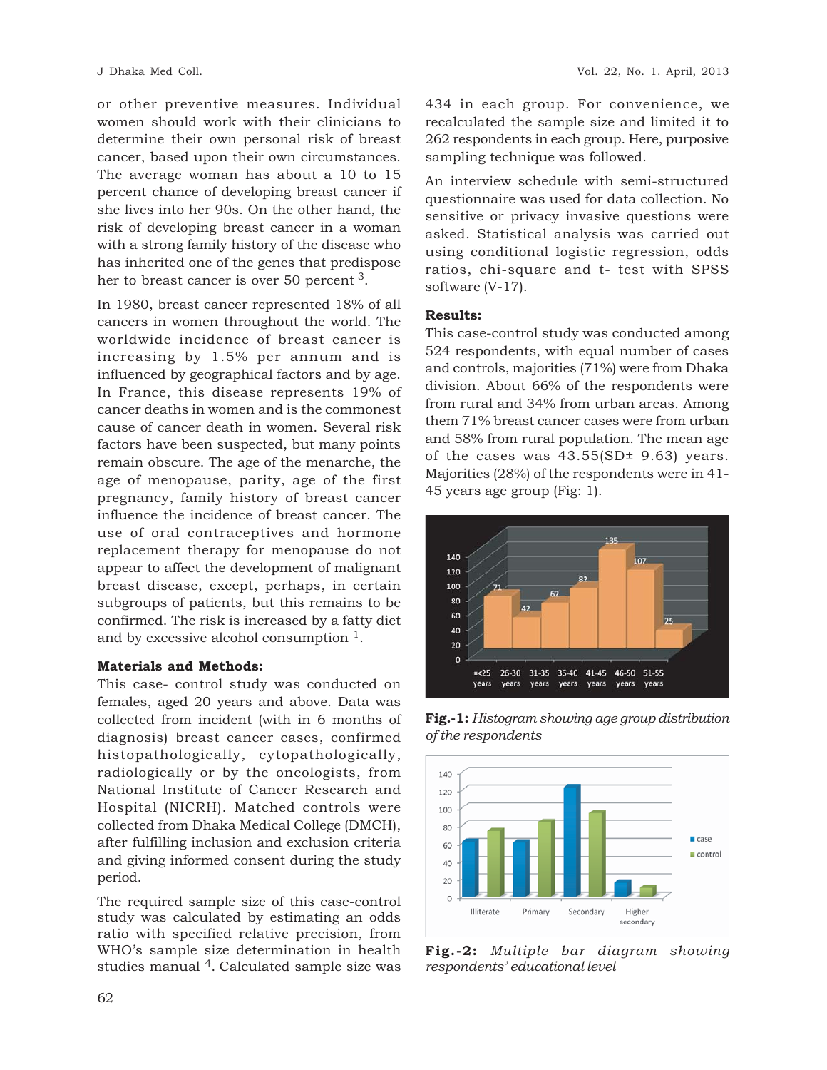or other preventive measures. Individual women should work with their clinicians to determine their own personal risk of breast cancer, based upon their own circumstances. The average woman has about a 10 to 15 percent chance of developing breast cancer if she lives into her 90s. On the other hand, the risk of developing breast cancer in a woman with a strong family history of the disease who has inherited one of the genes that predispose her to breast cancer is over 50 percent [3].

In 1980, breast cancer represented 18% of all cancers in women throughout the world. The worldwide incidence of breast cancer is increasing by 1.5% per annum and is influenced by geographical factors and by age. In France, this disease represents 19% of cancer deaths in women and is the commonest cause of cancer death in women. Several risk factors have been suspected, but many points remain obscure. The age of the menarche, the age of menopause, parity, age of the first pregnancy, family history of breast cancer influence the incidence of breast cancer. The use of oral contraceptives and hormone replacement therapy for menopause do not appear to affect the development of malignant breast disease, except, perhaps, in certain subgroups of patients, but this remains to be confirmed. The risk is increased by a fatty diet and by excessive alcohol consumption [1].

**Materials and Methods:**

This case- control study was conducted on females, aged 20 years and above. Data was collected from incident (with in 6 months of diagnosis) breast cancer cases, confirmed histopathologically, cytopathologically, radiologically or by the oncologists, from National Institute of Cancer Research and Hospital (NICRH). Matched controls were collected from Dhaka Medical College (DMCH), after fulfilling inclusion and exclusion criteria and giving informed consent during the study period.

The required sample size of this case-control study was calculated by estimating an odds ratio with specified relative precision, from WHO's sample size determination in health studies manual [4]. Calculated sample size was 434 in each group. For convenience, we recalculated the sample size and limited it to 262 respondents in each group. Here, purposive sampling technique was followed.

An interview schedule with semi-structured questionnaire was used for data collection. No sensitive or privacy invasive questions were asked. Statistical analysis was carried out using conditional logistic regression, odds ratios, chi-square and t- test with SPSS software (V-17).

**Results:**

This case-control study was conducted among 524 respondents, with equal number of cases and controls, majorities (71%) were from Dhaka division. About 66% of the respondents were from rural and 34% from urban areas. Among them 71% breast cancer cases were from urban and 58% from rural population. The mean age of the cases was 43.55(SD± 9.63) years. Majorities (28%) of the respondents were in 41-45 years age group (Fig: 1).

| Age group | =<25 years | 26-30 years | 31-35 years | 36-40 years | 41-45 years | 46-50 years | 51-55 years |
|---|---|---|---|---|---|---|---|
| Respondents | 71 | 42 | 62 | 82 | 135 | 107 | 25 |

**Fig.-1:** *Histogram showing age group distribution of the respondents*

**Fig.-2:** *Multiple bar diagram showing respondents' educational level*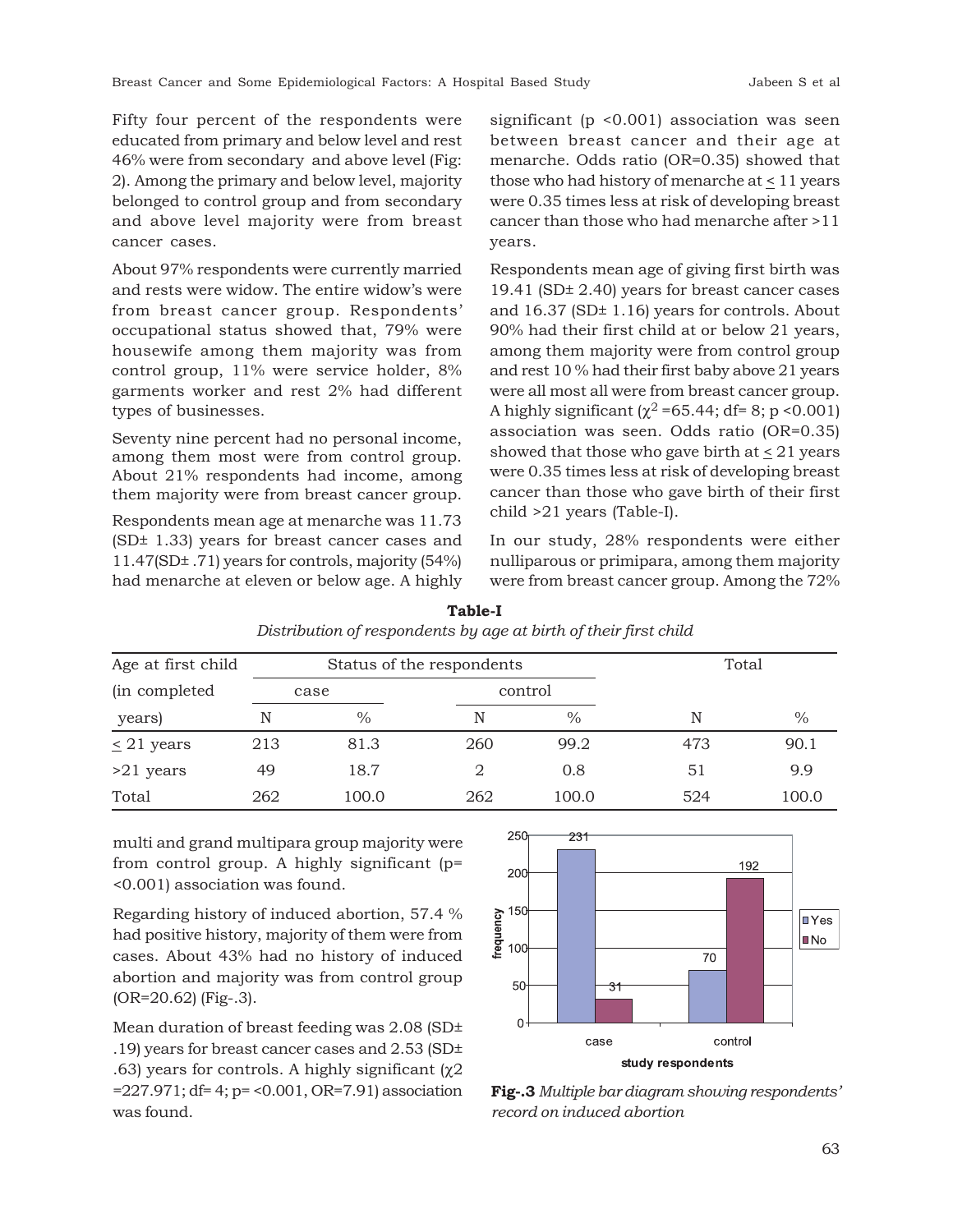Fifty four percent of the respondents were educated from primary and below level and rest 46% were from secondary and above level (Fig: 2). Among the primary and below level, majority belonged to control group and from secondary and above level majority were from breast cancer cases.

About 97% respondents were currently married and rests were widow. The entire widow's were from breast cancer group. Respondents' occupational status showed that, 79% were housewife among them majority was from control group, 11% were service holder, 8% garments worker and rest 2% had different types of businesses.

Seventy nine percent had no personal income, among them most were from control group. About 21% respondents had income, among them majority were from breast cancer group.

Respondents mean age at menarche was 11.73 (SD± 1.33) years for breast cancer cases and 11.47(SD± .71) years for controls, majority (54%) had menarche at eleven or below age. A highly significant (p <0.001) association was seen between breast cancer and their age at menarche. Odds ratio (OR=0.35) showed that those who had history of menarche at ≤ 11 years were 0.35 times less at risk of developing breast cancer than those who had menarche after >11 years.

Respondents mean age of giving first birth was 19.41 (SD± 2.40) years for breast cancer cases and 16.37 (SD± 1.16) years for controls. About 90% had their first child at or below 21 years, among them majority were from control group and rest 10 % had their first baby above 21 years were all most all were from breast cancer group. A highly significant ($\chi^2$ =65.44; df= 8; p <0.001) association was seen. Odds ratio (OR=0.35) showed that those who gave birth at ≤ 21 years were 0.35 times less at risk of developing breast cancer than those who gave birth of their first child >21 years (Table-I).

In our study, 28% respondents were either nulliparous or primipara, among them majority were from breast cancer group. Among the 72% multi and grand multipara group majority were from control group. A highly significant (p= <0.001) association was found.

**Table-I**

*Distribution of respondents by age at birth of their first child*

| Age at first child (in completed years) | Status of the respondents | | | | Total | |
|---|---|---|---|---|---|---|
| | case | | control | | | |
| | N | % | N | % | N | % |
| ≤ 21 years | 213 | 81.3 | 260 | 99.2 | 473 | 90.1 |
| >21 years | 49 | 18.7 | 2 | 0.8 | 51 | 9.9 |
| Total | 262 | 100.0 | 262 | 100.0 | 524 | 100.0 |

Regarding history of induced abortion, 57.4 % had positive history, majority of them were from cases. About 43% had no history of induced abortion and majority was from control group (OR=20.62) (Fig-.3).

Mean duration of breast feeding was 2.08 (SD± .19) years for breast cancer cases and 2.53 (SD± .63) years for controls. A highly significant ($\chi^2$ =227.971; df= 4; p= <0.001, OR=7.91) association was found.

**Fig-.3** *Multiple bar diagram showing respondents' record on induced abortion*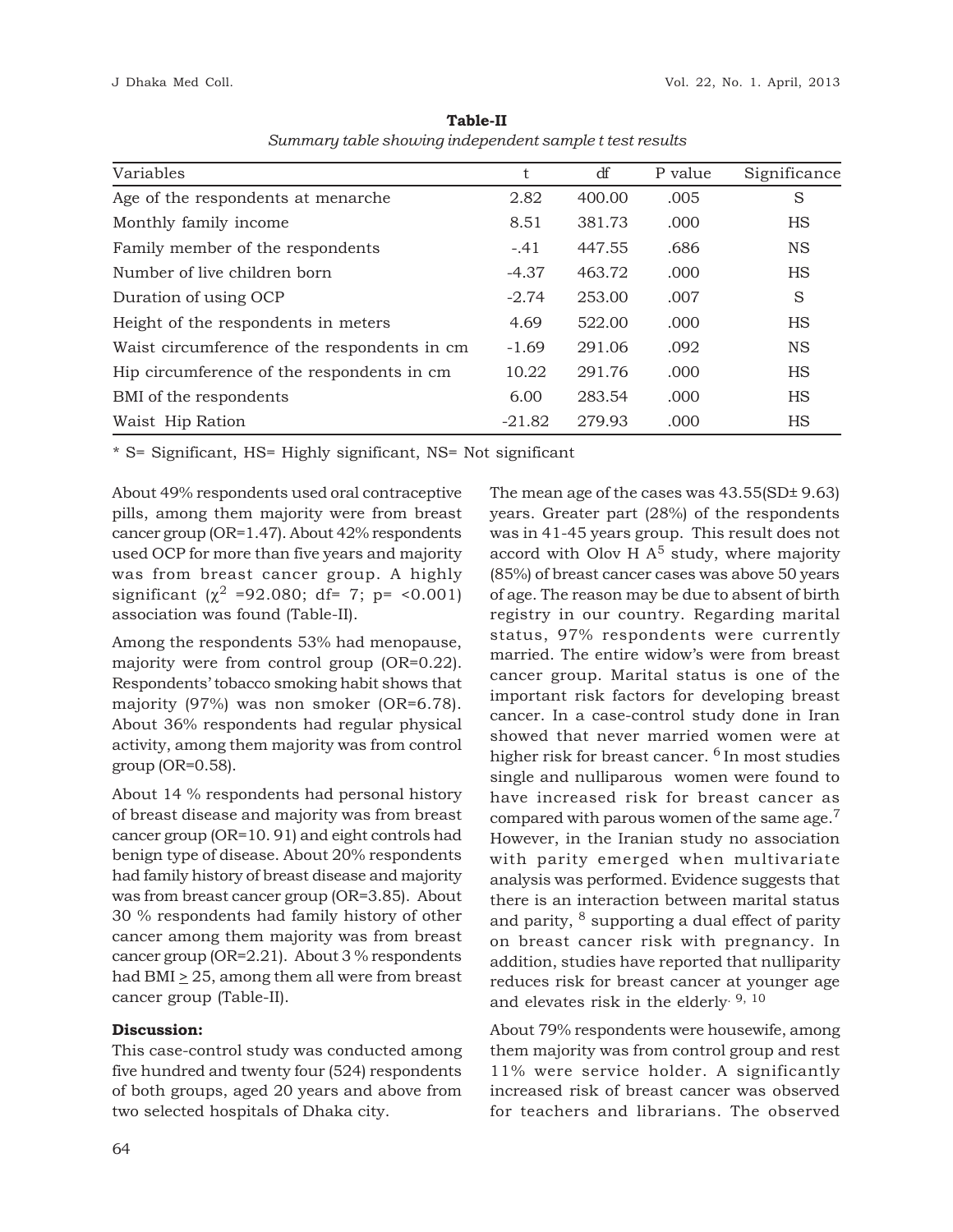**Table-II**

*Summary table showing independent sample t test results*

| Variables | t | df | P value | Significance |
|---|---|---|---|---|
| Age of the respondents at menarche | 2.82 | 400.00 | .005 | S |
| Monthly family income | 8.51 | 381.73 | .000 | HS |
| Family member of the respondents | -.41 | 447.55 | .686 | NS |
| Number of live children born | -4.37 | 463.72 | .000 | HS |
| Duration of using OCP | -2.74 | 253.00 | .007 | S |
| Height of the respondents in meters | 4.69 | 522.00 | .000 | HS |
| Waist circumference of the respondents in cm | -1.69 | 291.06 | .092 | NS |
| Hip circumference of the respondents in cm | 10.22 | 291.76 | .000 | HS |
| BMI of the respondents | 6.00 | 283.54 | .000 | HS |
| Waist Hip Ration | -21.82 | 279.93 | .000 | HS |

* S= Significant, HS= Highly significant, NS= Not significant

About 49% respondents used oral contraceptive pills, among them majority were from breast cancer group (OR=1.47). About 42% respondents used OCP for more than five years and majority was from breast cancer group. A highly significant ($\chi^2$ =92.080; df= 7; p= <0.001) association was found (Table-II).

Among the respondents 53% had menopause, majority were from control group (OR=0.22). Respondents' tobacco smoking habit shows that majority (97%) was non smoker (OR=6.78). About 36% respondents had regular physical activity, among them majority was from control group (OR=0.58).

About 14 % respondents had personal history of breast disease and majority was from breast cancer group (OR=10. 91) and eight controls had benign type of disease. About 20% respondents had family history of breast disease and majority was from breast cancer group (OR=3.85). About 30 % respondents had family history of other cancer among them majority was from breast cancer group (OR=2.21). About 3 % respondents had BMI $\geq$ 25, among them all were from breast cancer group (Table-II).

**Discussion:**

This case-control study was conducted among five hundred and twenty four (524) respondents of both groups, aged 20 years and above from two selected hospitals of Dhaka city.

The mean age of the cases was 43.55(SD± 9.63) years. Greater part (28%) of the respondents was in 41-45 years group. This result does not accord with Olov H A[5] study, where majority (85%) of breast cancer cases was above 50 years of age. The reason may be due to absent of birth registry in our country. Regarding marital status, 97% respondents were currently married. The entire widow's were from breast cancer group. Marital status is one of the important risk factors for developing breast cancer. In a case-control study done in Iran showed that never married women were at higher risk for breast cancer.[6] In most studies single and nulliparous women were found to have increased risk for breast cancer as compared with parous women of the same age.[7] However, in the Iranian study no association with parity emerged when multivariate analysis was performed. Evidence suggests that there is an interaction between marital status and parity,[8] supporting a dual effect of parity on breast cancer risk with pregnancy. In addition, studies have reported that nulliparity reduces risk for breast cancer at younger age and elevates risk in the elderly.[9, 10]

About 79% respondents were housewife, among them majority was from control group and rest 11% were service holder. A significantly increased risk of breast cancer was observed for teachers and librarians. The observed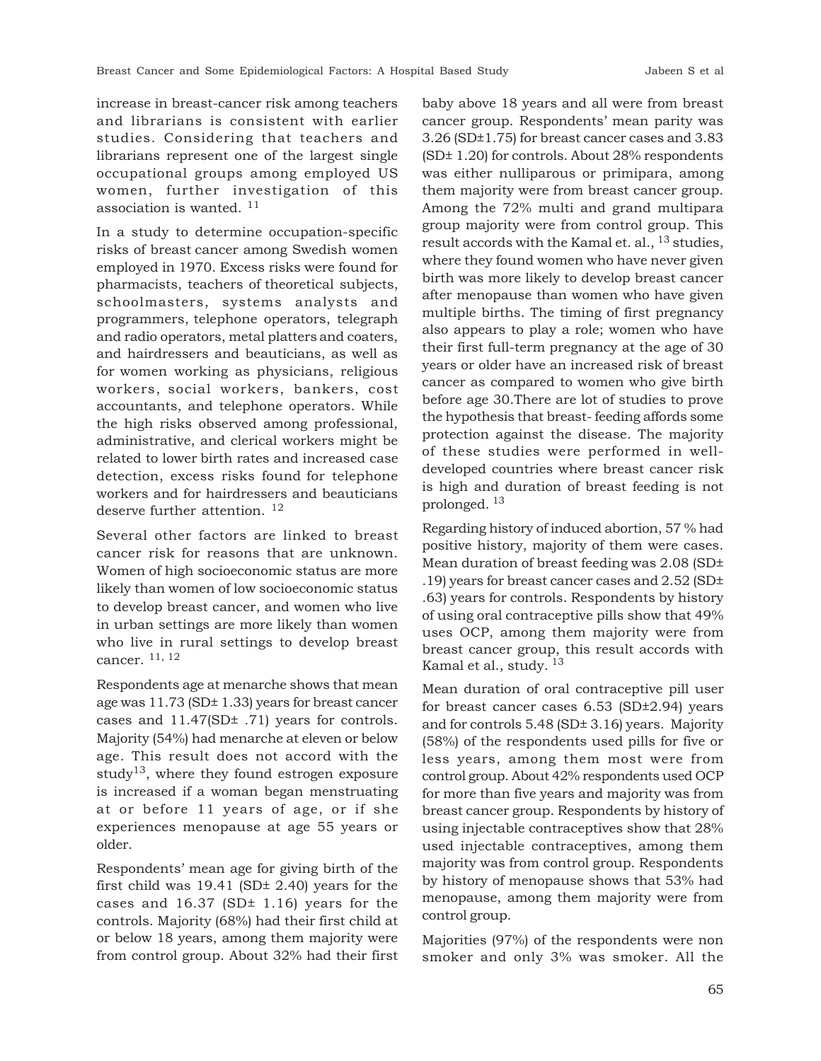increase in breast-cancer risk among teachers and librarians is consistent with earlier studies. Considering that teachers and librarians represent one of the largest single occupational groups among employed US women, further investigation of this association is wanted. [11]

In a study to determine occupation-specific risks of breast cancer among Swedish women employed in 1970. Excess risks were found for pharmacists, teachers of theoretical subjects, schoolmasters, systems analysts and programmers, telephone operators, telegraph and radio operators, metal platters and coaters, and hairdressers and beauticians, as well as for women working as physicians, religious workers, social workers, bankers, cost accountants, and telephone operators. While the high risks observed among professional, administrative, and clerical workers might be related to lower birth rates and increased case detection, excess risks found for telephone workers and for hairdressers and beauticians deserve further attention. [12]

Several other factors are linked to breast cancer risk for reasons that are unknown. Women of high socioeconomic status are more likely than women of low socioeconomic status to develop breast cancer, and women who live in urban settings are more likely than women who live in rural settings to develop breast cancer. [11, 12]

Respondents age at menarche shows that mean age was 11.73 (SD± 1.33) years for breast cancer cases and 11.47(SD± .71) years for controls. Majority (54%) had menarche at eleven or below age. This result does not accord with the study[13], where they found estrogen exposure is increased if a woman began menstruating at or before 11 years of age, or if she experiences menopause at age 55 years or older.

Respondents' mean age for giving birth of the first child was 19.41 (SD± 2.40) years for the cases and 16.37 (SD± 1.16) years for the controls. Majority (68%) had their first child at or below 18 years, among them majority were from control group. About 32% had their first baby above 18 years and all were from breast cancer group. Respondents' mean parity was 3.26 (SD±1.75) for breast cancer cases and 3.83 (SD± 1.20) for controls. About 28% respondents was either nulliparous or primipara, among them majority were from breast cancer group. Among the 72% multi and grand multipara group majority were from control group. This result accords with the Kamal et. al., [13] studies, where they found women who have never given birth was more likely to develop breast cancer after menopause than women who have given multiple births. The timing of first pregnancy also appears to play a role; women who have their first full-term pregnancy at the age of 30 years or older have an increased risk of breast cancer as compared to women who give birth before age 30.There are lot of studies to prove the hypothesis that breast- feeding affords some protection against the disease. The majority of these studies were performed in well-developed countries where breast cancer risk is high and duration of breast feeding is not prolonged. [13]

Regarding history of induced abortion, 57 % had positive history, majority of them were cases. Mean duration of breast feeding was 2.08 (SD± .19) years for breast cancer cases and 2.52 (SD± .63) years for controls. Respondents by history of using oral contraceptive pills show that 49% uses OCP, among them majority were from breast cancer group, this result accords with Kamal et al., study. [13]

Mean duration of oral contraceptive pill user for breast cancer cases 6.53 (SD±2.94) years and for controls 5.48 (SD± 3.16) years. Majority (58%) of the respondents used pills for five or less years, among them most were from control group. About 42% respondents used OCP for more than five years and majority was from breast cancer group. Respondents by history of using injectable contraceptives show that 28% used injectable contraceptives, among them majority was from control group. Respondents by history of menopause shows that 53% had menopause, among them majority were from control group.

Majorities (97%) of the respondents were non smoker and only 3% was smoker. All the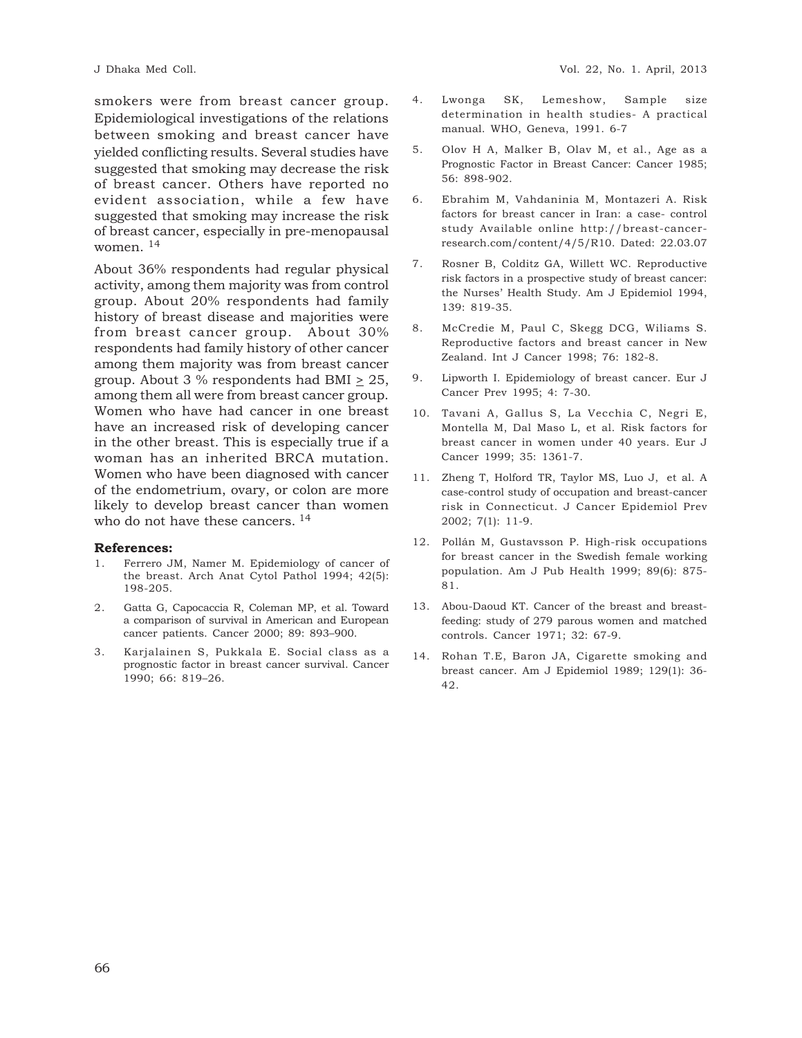smokers were from breast cancer group. Epidemiological investigations of the relations between smoking and breast cancer have yielded conflicting results. Several studies have suggested that smoking may decrease the risk of breast cancer. Others have reported no evident association, while a few have suggested that smoking may increase the risk of breast cancer, especially in pre-menopausal women. [14]

About 36% respondents had regular physical activity, among them majority was from control group. About 20% respondents had family history of breast disease and majorities were from breast cancer group. About 30% respondents had family history of other cancer among them majority was from breast cancer group. About 3 % respondents had BMI $\geq$ 25, among them all were from breast cancer group. Women who have had cancer in one breast have an increased risk of developing cancer in the other breast. This is especially true if a woman has an inherited BRCA mutation. Women who have been diagnosed with cancer of the endometrium, ovary, or colon are more likely to develop breast cancer than women who do not have these cancers. [14]

### References:

1. Ferrero JM, Namer M. Epidemiology of cancer of the breast. Arch Anat Cytol Pathol 1994; 42(5): 198-205.
2. Gatta G, Capocaccia R, Coleman MP, et al. Toward a comparison of survival in American and European cancer patients. Cancer 2000; 89: 893–900.
3. Karjalainen S, Pukkala E. Social class as a prognostic factor in breast cancer survival. Cancer 1990; 66: 819–26.
4. Lwonga SK, Lemeshow, Sample size determination in health studies- A practical manual. WHO, Geneva, 1991. 6-7
5. Olov H A, Malker B, Olav M, et al., Age as a Prognostic Factor in Breast Cancer: Cancer 1985; 56: 898-902.
6. Ebrahim M, Vahdaninia M, Montazeri A. Risk factors for breast cancer in Iran: a case- control study Available online http://breast-cancer-research.com/content/4/5/R10. Dated: 22.03.07
7. Rosner B, Colditz GA, Willett WC. Reproductive risk factors in a prospective study of breast cancer: the Nurses' Health Study. Am J Epidemiol 1994, 139: 819-35.
8. McCredie M, Paul C, Skegg DCG, Wiliams S. Reproductive factors and breast cancer in New Zealand. Int J Cancer 1998; 76: 182-8.
9. Lipworth I. Epidemiology of breast cancer. Eur J Cancer Prev 1995; 4: 7-30.
10. Tavani A, Gallus S, La Vecchia C, Negri E, Montella M, Dal Maso L, et al. Risk factors for breast cancer in women under 40 years. Eur J Cancer 1999; 35: 1361-7.
11. Zheng T, Holford TR, Taylor MS, Luo J, et al. A case-control study of occupation and breast-cancer risk in Connecticut. J Cancer Epidemiol Prev 2002; 7(1): 11-9.
12. Pollán M, Gustavsson P. High-risk occupations for breast cancer in the Swedish female working population. Am J Pub Health 1999; 89(6): 875-81.
13. Abou-Daoud KT. Cancer of the breast and breast-feeding: study of 279 parous women and matched controls. Cancer 1971; 32: 67-9.
14. Rohan T.E, Baron JA, Cigarette smoking and breast cancer. Am J Epidemiol 1989; 129(1): 36-42.